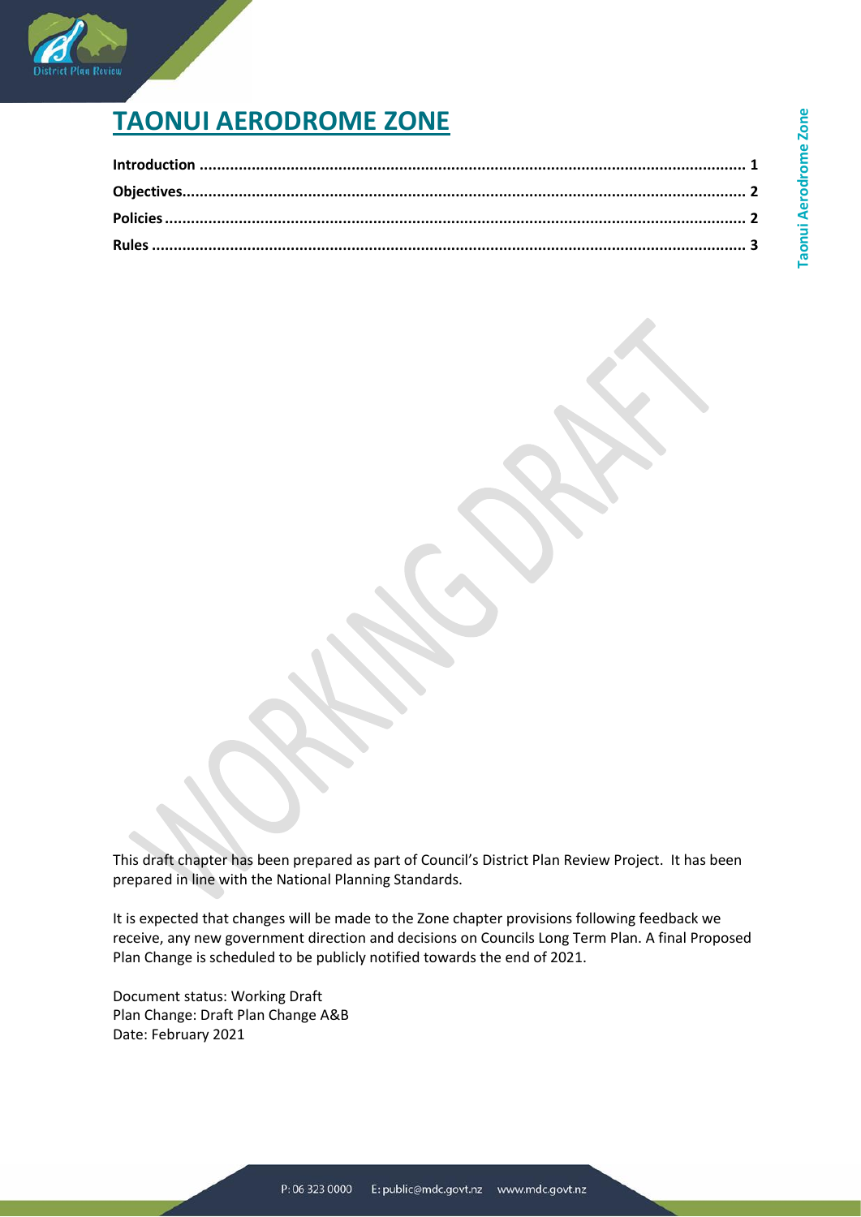# TAONUI AERODROME ZONE

**Introduction** ............................................................ 1
**Objectives**............................................................ 2
**Policies**............................................................ 2
**Rules**............................................................ 3

This draft chapter has been prepared as part of Council's District Plan Review Project. It has been prepared in line with the National Planning Standards.

It is expected that changes will be made to the Zone chapter provisions following feedback we receive, any new government direction and decisions on Councils Long Term Plan. A final Proposed Plan Change is scheduled to be publicly notified towards the end of 2021.

Document status: Working Draft
Plan Change: Draft Plan Change A&B
Date: February 2021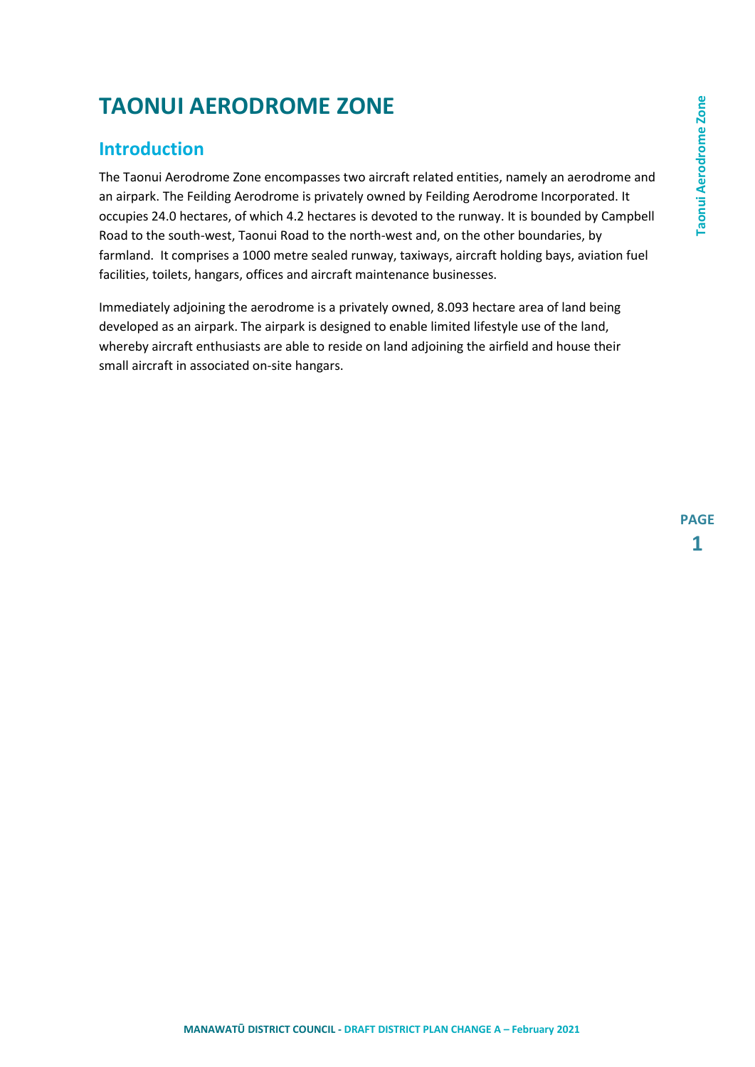# TAONUI AERODROME ZONE

## Introduction

The Taonui Aerodrome Zone encompasses two aircraft related entities, namely an aerodrome and an airpark. The Feilding Aerodrome is privately owned by Feilding Aerodrome Incorporated. It occupies 24.0 hectares, of which 4.2 hectares is devoted to the runway. It is bounded by Campbell Road to the south-west, Taonui Road to the north-west and, on the other boundaries, by farmland. It comprises a 1000 metre sealed runway, taxiways, aircraft holding bays, aviation fuel facilities, toilets, hangars, offices and aircraft maintenance businesses.

Immediately adjoining the aerodrome is a privately owned, 8.093 hectare area of land being developed as an airpark. The airpark is designed to enable limited lifestyle use of the land, whereby aircraft enthusiasts are able to reside on land adjoining the airfield and house their small aircraft in associated on-site hangars.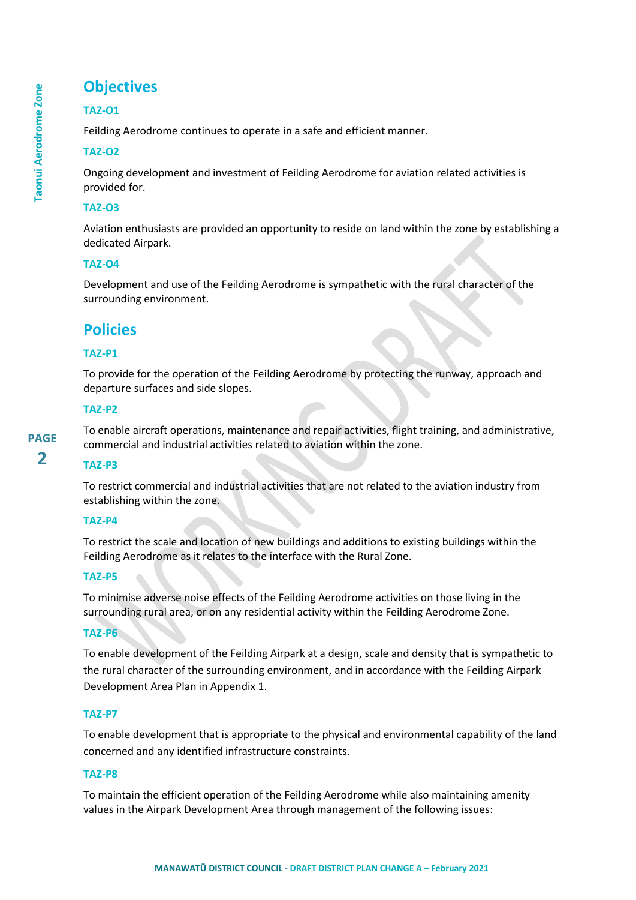## Objectives

### TAZ-O1

Feilding Aerodrome continues to operate in a safe and efficient manner.

### TAZ-O2

Ongoing development and investment of Feilding Aerodrome for aviation related activities is provided for.

### TAZ-O3

Aviation enthusiasts are provided an opportunity to reside on land within the zone by establishing a dedicated Airpark.

### TAZ-O4

Development and use of the Feilding Aerodrome is sympathetic with the rural character of the surrounding environment.

## Policies

### TAZ-P1

To provide for the operation of the Feilding Aerodrome by protecting the runway, approach and departure surfaces and side slopes.

### TAZ-P2

To enable aircraft operations, maintenance and repair activities, flight training, and administrative, commercial and industrial activities related to aviation within the zone.

### TAZ-P3

To restrict commercial and industrial activities that are not related to the aviation industry from establishing within the zone.

### TAZ-P4

To restrict the scale and location of new buildings and additions to existing buildings within the Feilding Aerodrome as it relates to the interface with the Rural Zone.

### TAZ-P5

To minimise adverse noise effects of the Feilding Aerodrome activities on those living in the surrounding rural area, or on any residential activity within the Feilding Aerodrome Zone.

### TAZ-P6

To enable development of the Feilding Airpark at a design, scale and density that is sympathetic to the rural character of the surrounding environment, and in accordance with the Feilding Airpark Development Area Plan in Appendix 1.

### TAZ-P7

To enable development that is appropriate to the physical and environmental capability of the land concerned and any identified infrastructure constraints.

### TAZ-P8

To maintain the efficient operation of the Feilding Aerodrome while also maintaining amenity values in the Airpark Development Area through management of the following issues: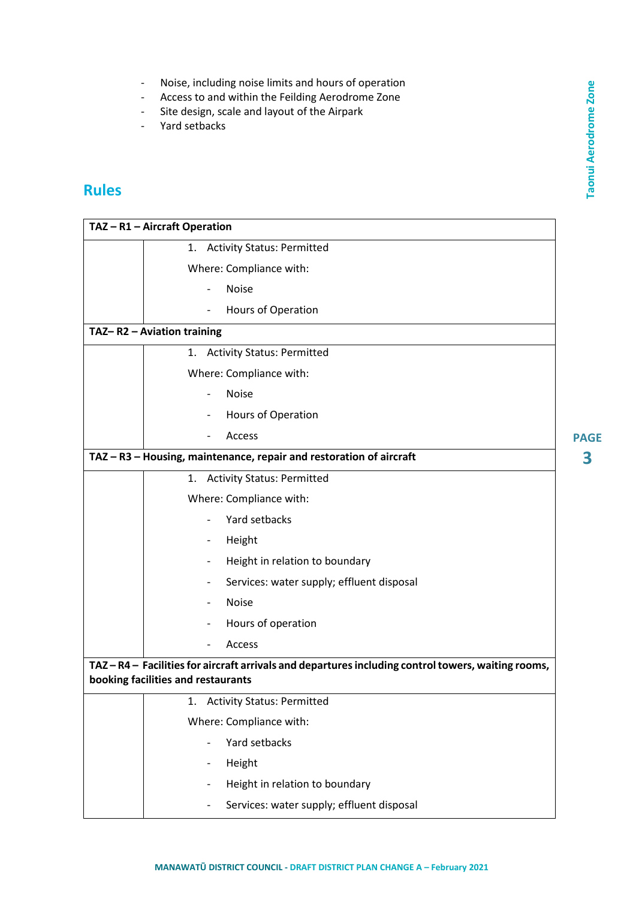- Noise, including noise limits and hours of operation
- Access to and within the Feilding Aerodrome Zone
- Site design, scale and layout of the Airpark
- Yard setbacks

## Rules

| **TAZ – R1 – Aircraft Operation** | |
|---|---|
| | 1. Activity Status: Permitted<br><br>Where: Compliance with:<br><br>- Noise<br>- Hours of Operation |
| **TAZ– R2 – Aviation training** | |
| | 1. Activity Status: Permitted<br><br>Where: Compliance with:<br><br>- Noise<br>- Hours of Operation<br>- Access |
| **TAZ – R3 – Housing, maintenance, repair and restoration of aircraft** | |
| | 1. Activity Status: Permitted<br><br>Where: Compliance with:<br><br>- Yard setbacks<br>- Height<br>- Height in relation to boundary<br>- Services: water supply; effluent disposal<br>- Noise<br>- Hours of operation<br>- Access |
| **TAZ – R4 – Facilities for aircraft arrivals and departures including control towers, waiting rooms, booking facilities and restaurants** | |
| | 1. Activity Status: Permitted<br><br>Where: Compliance with:<br><br>- Yard setbacks<br>- Height<br>- Height in relation to boundary<br>- Services: water supply; effluent disposal |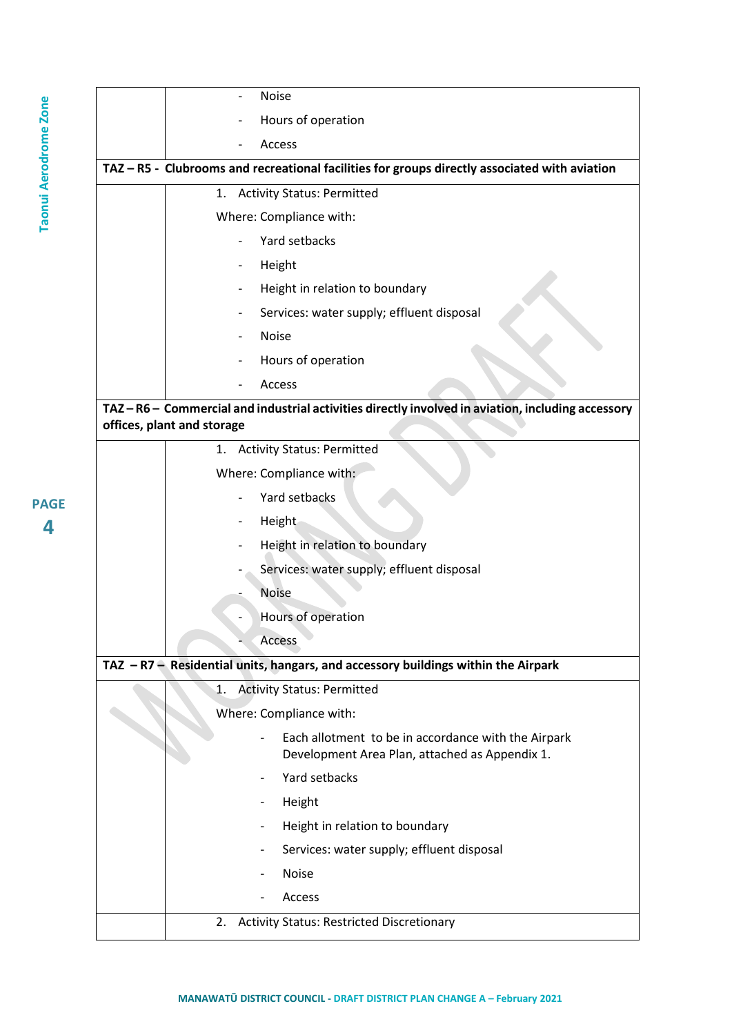| | |
|---|---|
| | - Noise<br>- Hours of operation<br>- Access |
| **TAZ – R5 - Clubrooms and recreational facilities for groups directly associated with aviation** | |
| | 1. Activity Status: Permitted<br>Where: Compliance with:<br>- Yard setbacks<br>- Height<br>- Height in relation to boundary<br>- Services: water supply; effluent disposal<br>- Noise<br>- Hours of operation<br>- Access |
| **TAZ – R6 – Commercial and industrial activities directly involved in aviation, including accessory offices, plant and storage** | |
| | 1. Activity Status: Permitted<br>Where: Compliance with:<br>- Yard setbacks<br>- Height<br>- Height in relation to boundary<br>- Services: water supply; effluent disposal<br>- Noise<br>- Hours of operation<br>- Access |
| **TAZ – R7 – Residential units, hangars, and accessory buildings within the Airpark** | |
| | 1. Activity Status: Permitted<br>Where: Compliance with:<br>- Each allotment to be in accordance with the Airpark Development Area Plan, attached as Appendix 1.<br>- Yard setbacks<br>- Height<br>- Height in relation to boundary<br>- Services: water supply; effluent disposal<br>- Noise<br>- Access |
| | 2. Activity Status: Restricted Discretionary |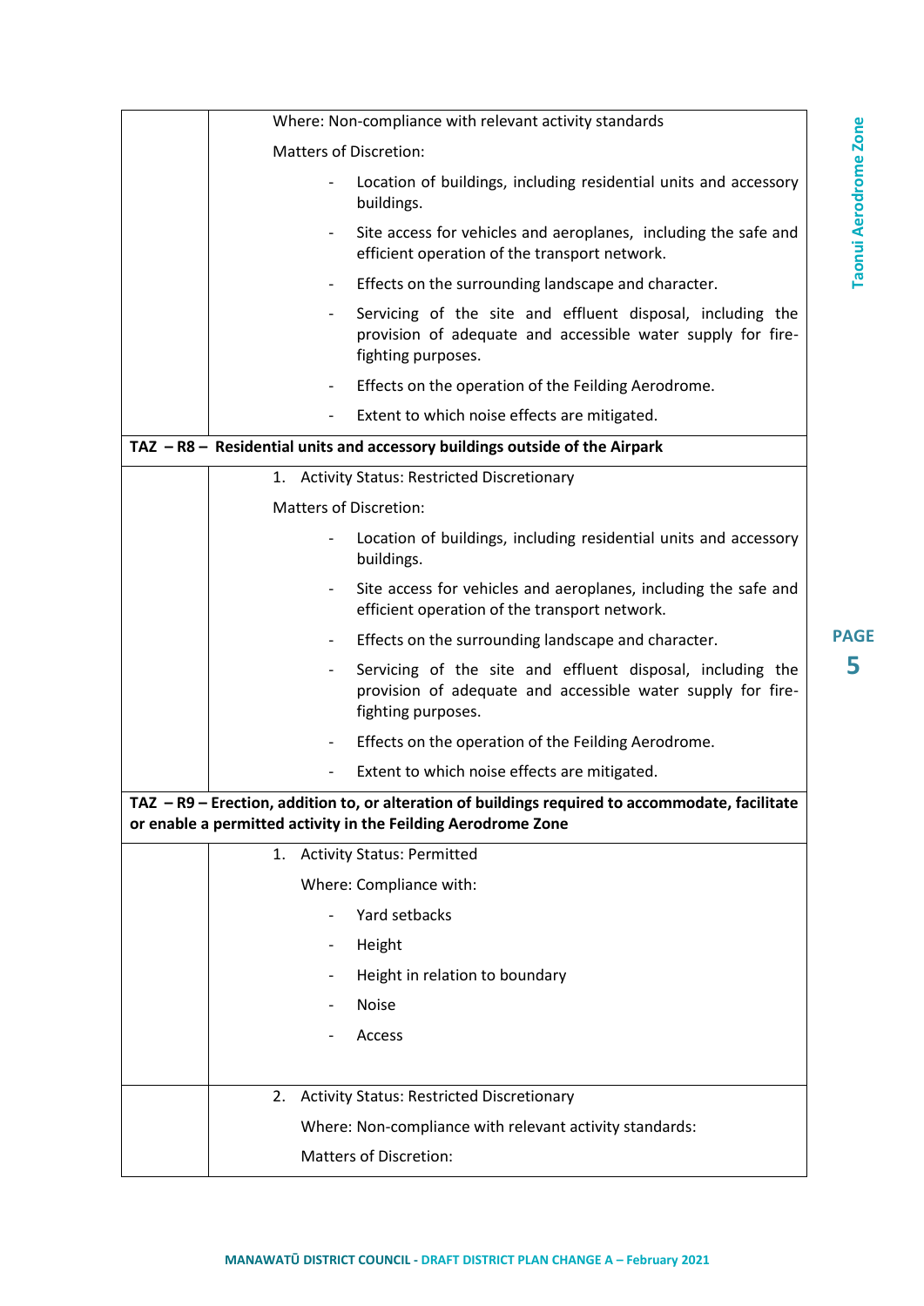| | |
|---|---|
| | Where: Non-compliance with relevant activity standards<br><br>Matters of Discretion:<br><br>- Location of buildings, including residential units and accessory buildings.<br>- Site access for vehicles and aeroplanes, including the safe and efficient operation of the transport network.<br>- Effects on the surrounding landscape and character.<br>- Servicing of the site and effluent disposal, including the provision of adequate and accessible water supply for fire-fighting purposes.<br>- Effects on the operation of the Feilding Aerodrome.<br>- Extent to which noise effects are mitigated. |
| **TAZ – R8 – Residential units and accessory buildings outside of the Airpark** | |
| | 1. Activity Status: Restricted Discretionary<br><br>Matters of Discretion:<br><br>- Location of buildings, including residential units and accessory buildings.<br>- Site access for vehicles and aeroplanes, including the safe and efficient operation of the transport network.<br>- Effects on the surrounding landscape and character.<br>- Servicing of the site and effluent disposal, including the provision of adequate and accessible water supply for fire-fighting purposes.<br>- Effects on the operation of the Feilding Aerodrome.<br>- Extent to which noise effects are mitigated. |
| **TAZ – R9 – Erection, addition to, or alteration of buildings required to accommodate, facilitate or enable a permitted activity in the Feilding Aerodrome Zone** | |
| | 1. Activity Status: Permitted<br><br>Where: Compliance with:<br><br>- Yard setbacks<br>- Height<br>- Height in relation to boundary<br>- Noise<br>- Access |
| | 2. Activity Status: Restricted Discretionary<br><br>Where: Non-compliance with relevant activity standards:<br><br>Matters of Discretion: |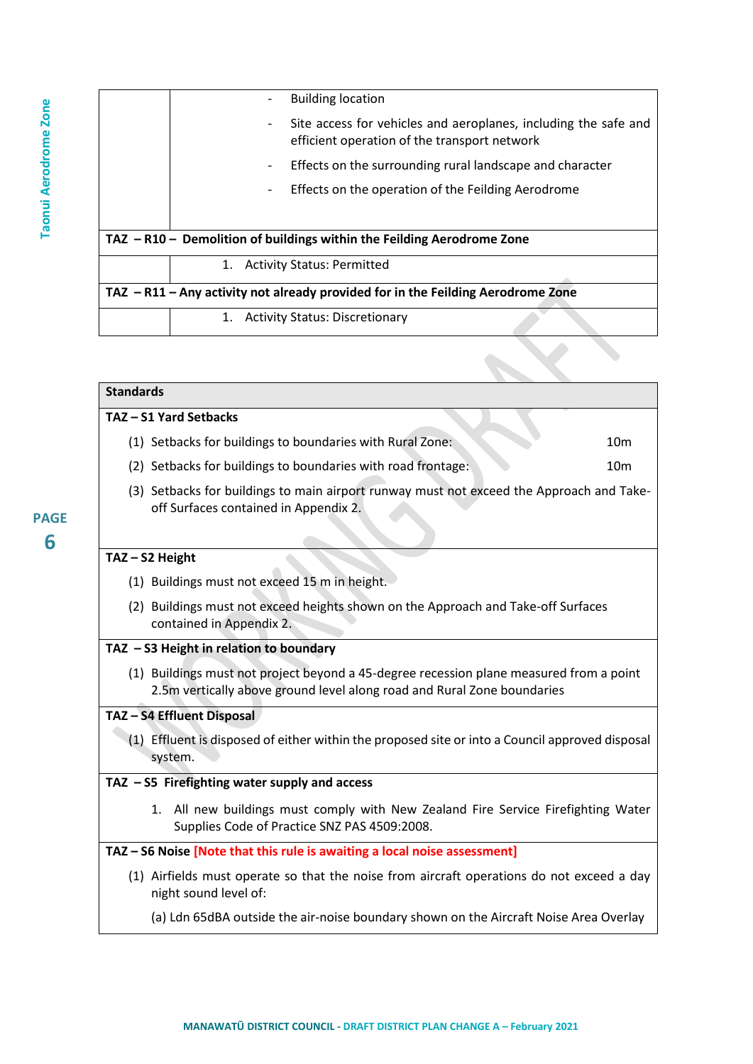| | |
|---|---|
| | - Building location<br>- Site access for vehicles and aeroplanes, including the safe and efficient operation of the transport network<br>- Effects on the surrounding rural landscape and character<br>- Effects on the operation of the Feilding Aerodrome |
| **TAZ – R10 – Demolition of buildings within the Feilding Aerodrome Zone** | |
| | 1. Activity Status: Permitted |
| **TAZ – R11 – Any activity not already provided for in the Feilding Aerodrome Zone** | |
| | 1. Activity Status: Discretionary |

| **Standards** |
|---|
| **TAZ – S1 Yard Setbacks** |
| (1) Setbacks for buildings to boundaries with Rural Zone: 10m |
| (2) Setbacks for buildings to boundaries with road frontage: 10m |
| (3) Setbacks for buildings to main airport runway must not exceed the Approach and Take-off Surfaces contained in Appendix 2. |
| **TAZ – S2 Height** |
| (1) Buildings must not exceed 15 m in height. |
| (2) Buildings must not exceed heights shown on the Approach and Take-off Surfaces contained in Appendix 2. |
| **TAZ – S3 Height in relation to boundary** |
| (1) Buildings must not project beyond a 45-degree recession plane measured from a point 2.5m vertically above ground level along road and Rural Zone boundaries |
| **TAZ – S4 Effluent Disposal** |
| (1) Effluent is disposed of either within the proposed site or into a Council approved disposal system. |
| **TAZ – S5 Firefighting water supply and access** |
| 1. All new buildings must comply with New Zealand Fire Service Firefighting Water Supplies Code of Practice SNZ PAS 4509:2008. |
| **TAZ – S6 Noise** **[Note that this rule is awaiting a local noise assessment]** |
| (1) Airfields must operate so that the noise from aircraft operations do not exceed a day night sound level of: |
| (a) Ldn 65dBA outside the air-noise boundary shown on the Aircraft Noise Area Overlay |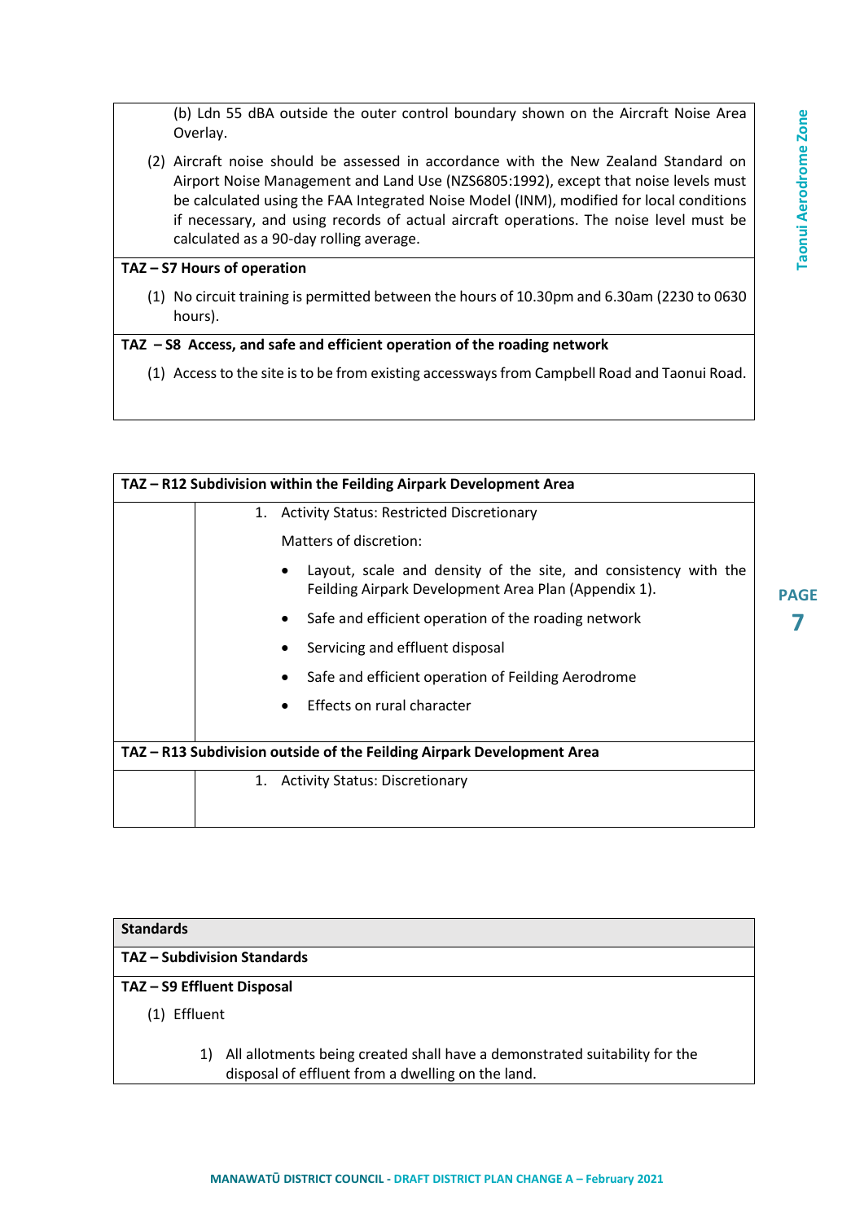(b) Ldn 55 dBA outside the outer control boundary shown on the Aircraft Noise Area Overlay.

(2) Aircraft noise should be assessed in accordance with the New Zealand Standard on Airport Noise Management and Land Use (NZS6805:1992), except that noise levels must be calculated using the FAA Integrated Noise Model (INM), modified for local conditions if necessary, and using records of actual aircraft operations. The noise level must be calculated as a 90-day rolling average.

**TAZ – S7 Hours of operation**

(1) No circuit training is permitted between the hours of 10.30pm and 6.30am (2230 to 0630 hours).

**TAZ – S8 Access, and safe and efficient operation of the roading network**

(1) Access to the site is to be from existing accessways from Campbell Road and Taonui Road.

| **TAZ – R12 Subdivision within the Feilding Airpark Development Area** | |
|---|---|
| | 1. Activity Status: Restricted Discretionary<br><br>Matters of discretion:<br><br>• Layout, scale and density of the site, and consistency with the Feilding Airpark Development Area Plan (Appendix 1).<br>• Safe and efficient operation of the roading network<br>• Servicing and effluent disposal<br>• Safe and efficient operation of Feilding Aerodrome<br>• Effects on rural character |
| **TAZ – R13 Subdivision outside of the Feilding Airpark Development Area** | |
| | 1. Activity Status: Discretionary |

**Standards**

**TAZ – Subdivision Standards**

**TAZ – S9 Effluent Disposal**

(1) Effluent

1) All allotments being created shall have a demonstrated suitability for the disposal of effluent from a dwelling on the land.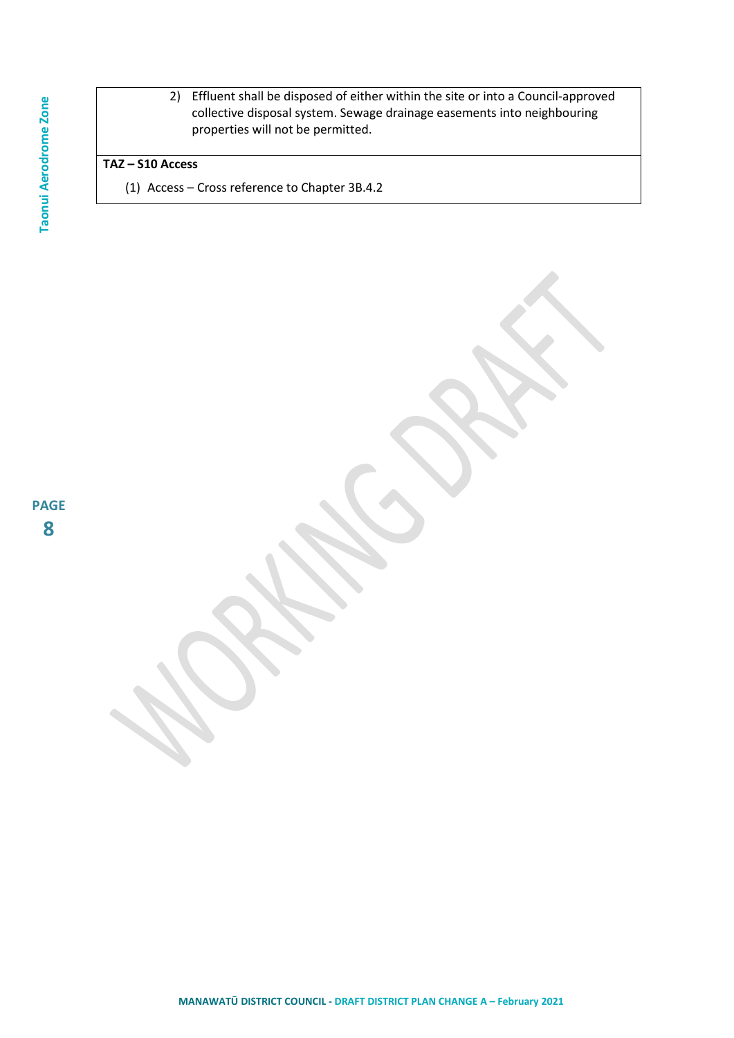2) Effluent shall be disposed of either within the site or into a Council-approved collective disposal system. Sewage drainage easements into neighbouring properties will not be permitted.

**TAZ – S10 Access**

(1) Access – Cross reference to Chapter 3B.4.2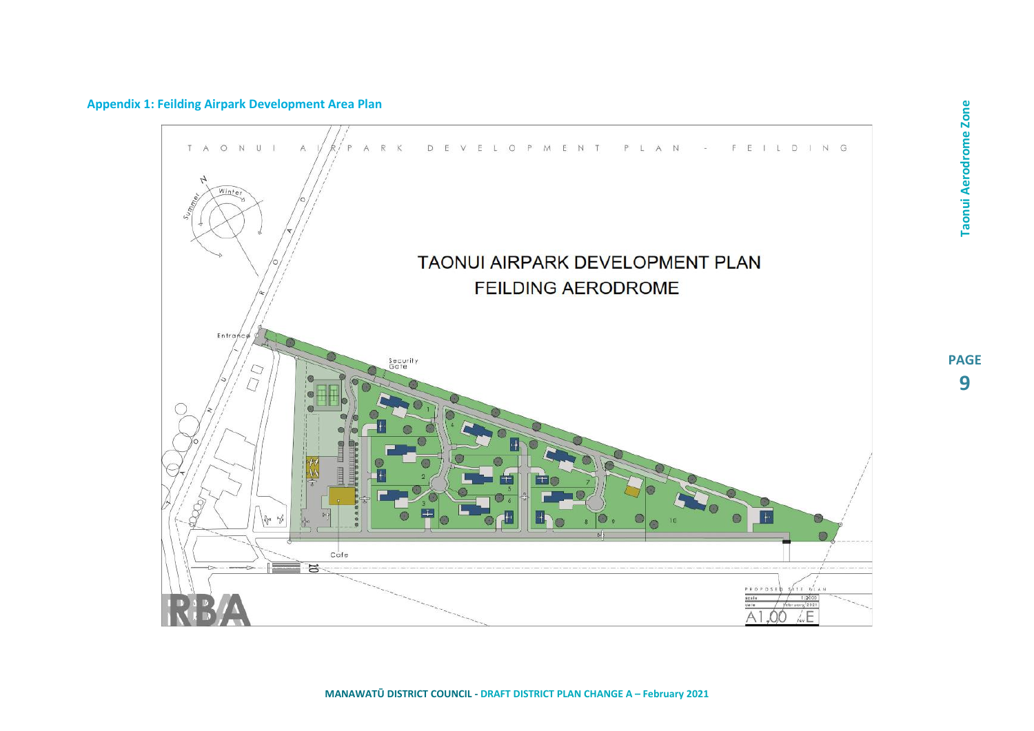**Appendix 1: Feilding Airpark Development Area Plan**

TAONUI AIRPARK DEVELOPMENT PLAN - FEILDING

TAONUI AIRPARK DEVELOPMENT PLAN
FEILDING AERODROME

N
Winter
Summer

TAONUI ROAD

Entrance

Security Gate

1 2 3 4 5 6 7 8 9 10

Cafe

10

RBA

PROPOSED SITE PLAN
scale 1:2000
date February 2021
A1.00 rev E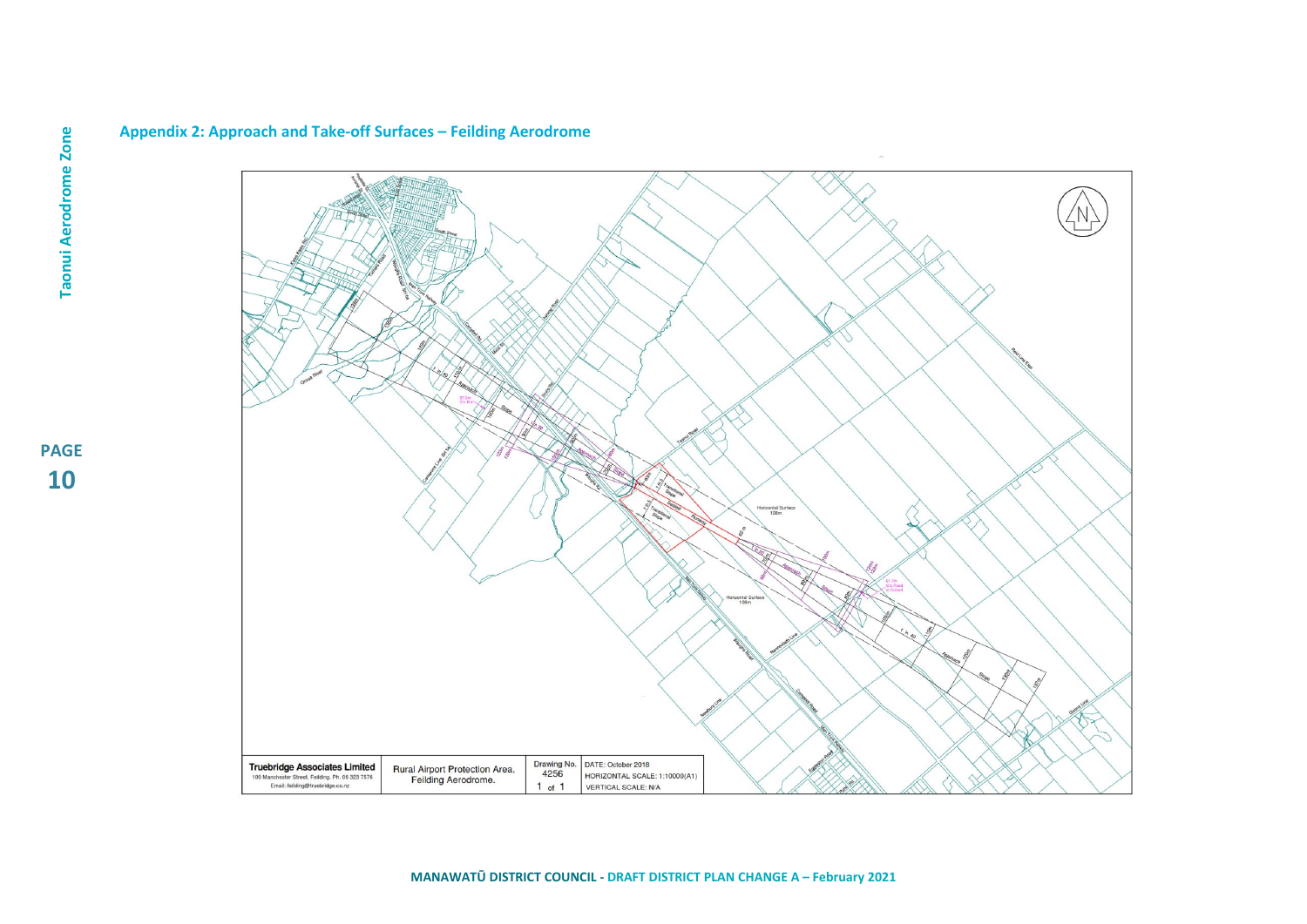## Appendix 2: Approach and Take-off Surfaces – Feilding Aerodrome

Truebridge Associates Limited
100 Manchester Street, Feilding. Ph. 06 323 7576
Email: feilding@truebridge.co.nz

Rural Airport Protection Area, Feilding Aerodrome.

Drawing No. 4256
1 of 1

DATE: October 2018
HORIZONTAL SCALE: 1:10000(A1)
VERTICAL SCALE: N/A

Horizontal Surface 108m

Horizontal Surface 108m

1 in 40 Approach Slope

1 in 40 Approach Slope

Transitional Slope

Runway